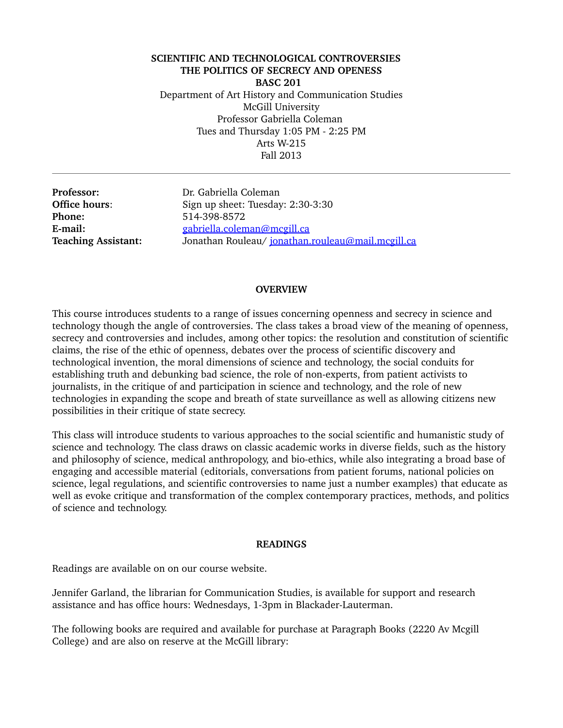**SCIENTIFIC AND TECHNOLOGICAL CONTROVERSIES**
**THE POLITICS OF SECRECY AND OPENESS**
**BASC 201**

Department of Art History and Communication Studies
McGill University
Professor Gabriella Coleman
Tues and Thursday 1:05 PM - 2:25 PM
Arts W-215
Fall 2013

---

| | |
|---|---|
| **Professor:** | Dr. Gabriella Coleman |
| **Office hours**: | Sign up sheet: Tuesday: 2:30-3:30 |
| **Phone:** | 514-398-8572 |
| **E-mail:** | gabriella.coleman@mcgill.ca |
| **Teaching Assistant:** | Jonathan Rouleau/ jonathan.rouleau@mail.mcgill.ca |

## OVERVIEW

This course introduces students to a range of issues concerning openness and secrecy in science and technology though the angle of controversies. The class takes a broad view of the meaning of openness, secrecy and controversies and includes, among other topics: the resolution and constitution of scientific claims, the rise of the ethic of openness, debates over the process of scientific discovery and technological invention, the moral dimensions of science and technology, the social conduits for establishing truth and debunking bad science, the role of non-experts, from patient activists to journalists, in the critique of and participation in science and technology, and the role of new technologies in expanding the scope and breath of state surveillance as well as allowing citizens new possibilities in their critique of state secrecy.

This class will introduce students to various approaches to the social scientific and humanistic study of science and technology. The class draws on classic academic works in diverse fields, such as the history and philosophy of science, medical anthropology, and bio-ethics, while also integrating a broad base of engaging and accessible material (editorials, conversations from patient forums, national policies on science, legal regulations, and scientific controversies to name just a number examples) that educate as well as evoke critique and transformation of the complex contemporary practices, methods, and politics of science and technology.

## READINGS

Readings are available on on our course website.

Jennifer Garland, the librarian for Communication Studies, is available for support and research assistance and has office hours: Wednesdays, 1-3pm in Blackader-Lauterman.

The following books are required and available for purchase at Paragraph Books (2220 Av Mcgill College) and are also on reserve at the McGill library: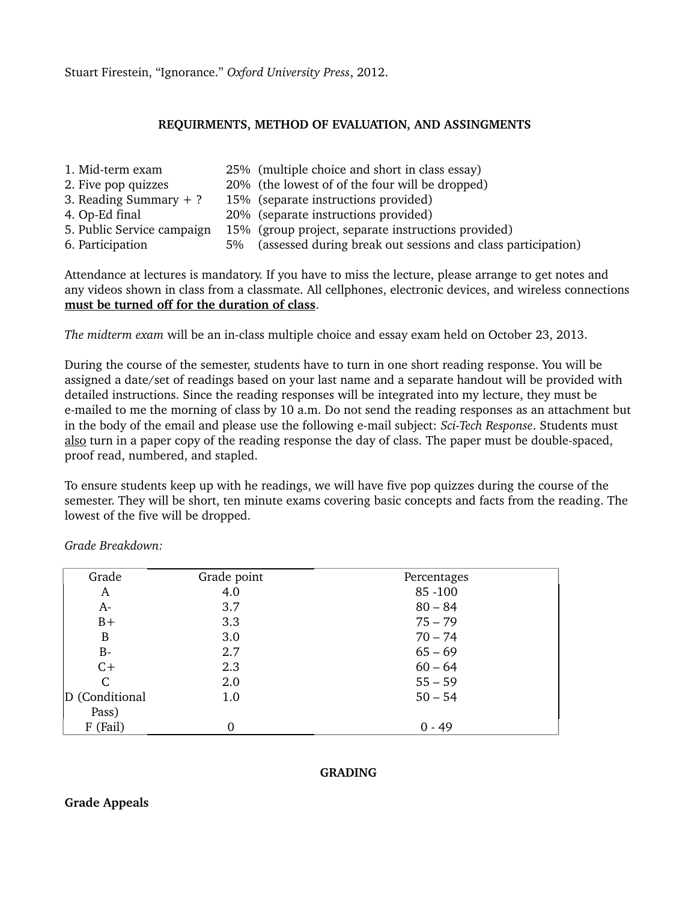Stuart Firestein, “Ignorance.” *Oxford University Press*, 2012.

**REQUIRMENTS, METHOD OF EVALUATION, AND ASSINGMENTS**

| | | |
|---|---|---|
| 1. Mid-term exam | 25% | (multiple choice and short in class essay) |
| 2. Five pop quizzes | 20% | (the lowest of of the four will be dropped) |
| 3. Reading Summary + ? | 15% | (separate instructions provided) |
| 4. Op-Ed final | 20% | (separate instructions provided) |
| 5. Public Service campaign | 15% | (group project, separate instructions provided) |
| 6. Participation | 5% | (assessed during break out sessions and class participation) |

Attendance at lectures is mandatory. If you have to miss the lecture, please arrange to get notes and any videos shown in class from a classmate. All cellphones, electronic devices, and wireless connections **must be turned off for the duration of class**.

*The midterm exam* will be an in-class multiple choice and essay exam held on October 23, 2013.

During the course of the semester, students have to turn in one short reading response. You will be assigned a date/set of readings based on your last name and a separate handout will be provided with detailed instructions. Since the reading responses will be integrated into my lecture, they must be e-mailed to me the morning of class by 10 a.m. Do not send the reading responses as an attachment but in the body of the email and please use the following e-mail subject: *Sci-Tech Response*. Students must also turn in a paper copy of the reading response the day of class. The paper must be double-spaced, proof read, numbered, and stapled.

To ensure students keep up with he readings, we will have five pop quizzes during the course of the semester. They will be short, ten minute exams covering basic concepts and facts from the reading. The lowest of the five will be dropped.

*Grade Breakdown:*

| Grade | Grade point | Percentages |
|---|---|---|
| A | 4.0 | 85 -100 |
| A- | 3.7 | 80 – 84 |
| B+ | 3.3 | 75 – 79 |
| B | 3.0 | 70 – 74 |
| B- | 2.7 | 65 – 69 |
| C+ | 2.3 | 60 – 64 |
| C | 2.0 | 55 – 59 |
| D (Conditional Pass) | 1.0 | 50 – 54 |
| F (Fail) | 0 | 0 - 49 |

**GRADING**

**Grade Appeals**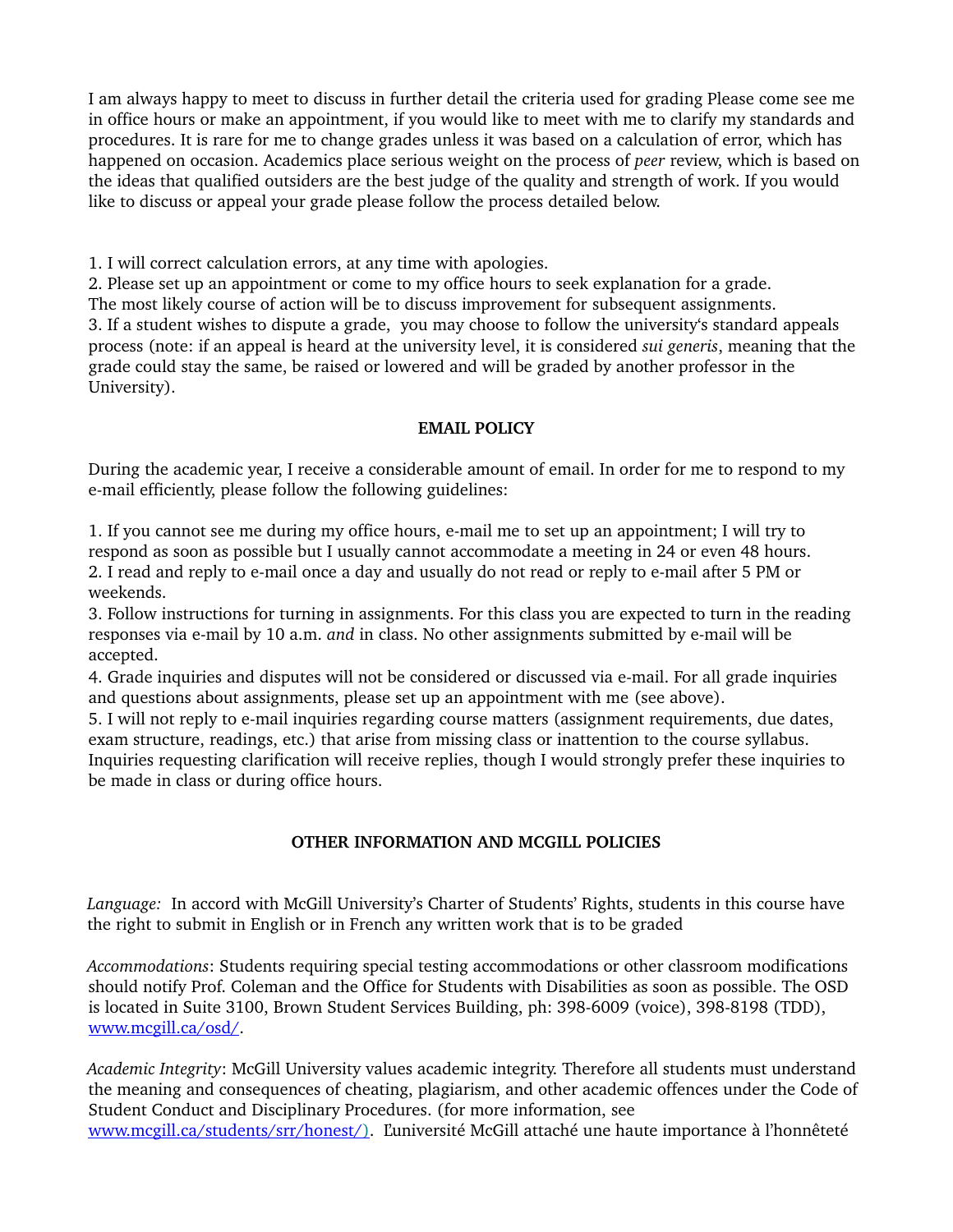I am always happy to meet to discuss in further detail the criteria used for grading Please come see me in office hours or make an appointment, if you would like to meet with me to clarify my standards and procedures. It is rare for me to change grades unless it was based on a calculation of error, which has happened on occasion. Academics place serious weight on the process of *peer* review, which is based on the ideas that qualified outsiders are the best judge of the quality and strength of work. If you would like to discuss or appeal your grade please follow the process detailed below.

1. I will correct calculation errors, at any time with apologies.
2. Please set up an appointment or come to my office hours to seek explanation for a grade. The most likely course of action will be to discuss improvement for subsequent assignments.
3. If a student wishes to dispute a grade, you may choose to follow the university's standard appeals process (note: if an appeal is heard at the university level, it is considered *sui generis*, meaning that the grade could stay the same, be raised or lowered and will be graded by another professor in the University).

**EMAIL POLICY**

During the academic year, I receive a considerable amount of email. In order for me to respond to my e-mail efficiently, please follow the following guidelines:

1. If you cannot see me during my office hours, e-mail me to set up an appointment; I will try to respond as soon as possible but I usually cannot accommodate a meeting in 24 or even 48 hours.
2. I read and reply to e-mail once a day and usually do not read or reply to e-mail after 5 PM or weekends.
3. Follow instructions for turning in assignments. For this class you are expected to turn in the reading responses via e-mail by 10 a.m. *and* in class. No other assignments submitted by e-mail will be accepted.
4. Grade inquiries and disputes will not be considered or discussed via e-mail. For all grade inquiries and questions about assignments, please set up an appointment with me (see above).
5. I will not reply to e-mail inquiries regarding course matters (assignment requirements, due dates, exam structure, readings, etc.) that arise from missing class or inattention to the course syllabus. Inquiries requesting clarification will receive replies, though I would strongly prefer these inquiries to be made in class or during office hours.

**OTHER INFORMATION AND MCGILL POLICIES**

*Language:* In accord with McGill University's Charter of Students' Rights, students in this course have the right to submit in English or in French any written work that is to be graded

*Accommodations*: Students requiring special testing accommodations or other classroom modifications should notify Prof. Coleman and the Office for Students with Disabilities as soon as possible. The OSD is located in Suite 3100, Brown Student Services Building, ph: 398-6009 (voice), 398-8198 (TDD), www.mcgill.ca/osd/.

*Academic Integrity*: McGill University values academic integrity. Therefore all students must understand the meaning and consequences of cheating, plagiarism, and other academic offences under the Code of Student Conduct and Disciplinary Procedures. (for more information, see www.mcgill.ca/students/srr/honest/). L'université McGill attaché une haute importance à l'honnêteté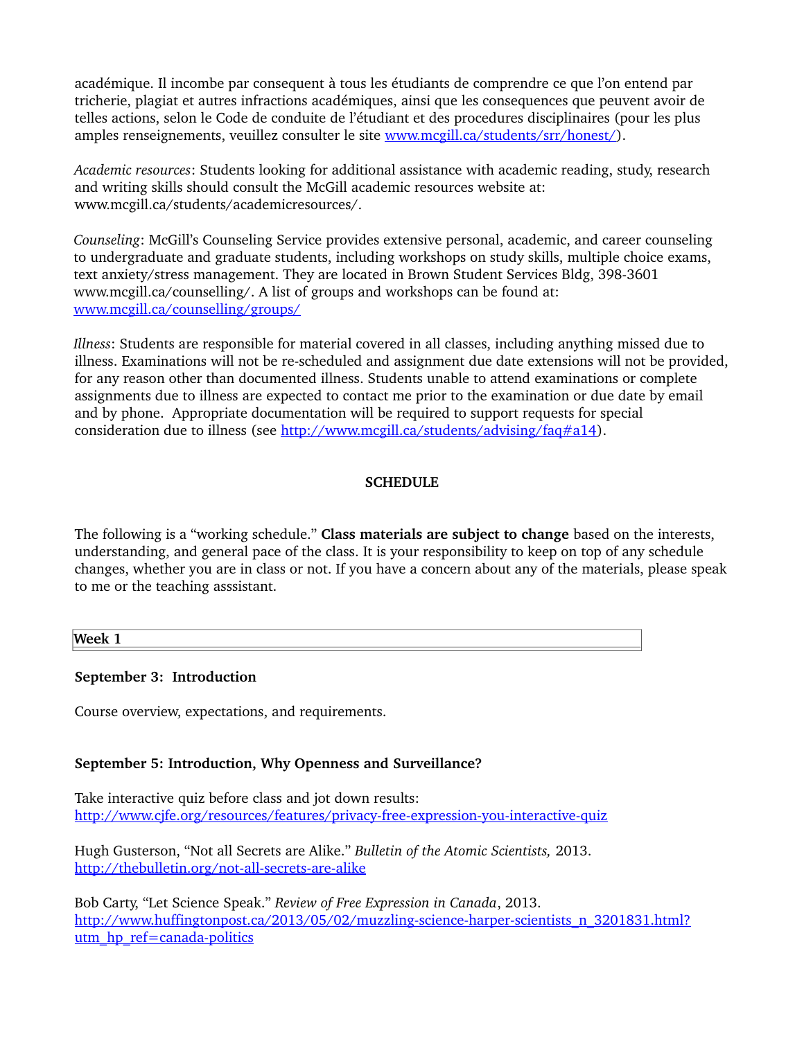académique. Il incombe par consequent à tous les étudiants de comprendre ce que l'on entend par tricherie, plagiat et autres infractions académiques, ainsi que les consequences que peuvent avoir de telles actions, selon le Code de conduite de l'étudiant et des procedures disciplinaires (pour les plus amples renseignements, veuillez consulter le site www.mcgill.ca/students/srr/honest/).

*Academic resources*: Students looking for additional assistance with academic reading, study, research and writing skills should consult the McGill academic resources website at: www.mcgill.ca/students/academicresources/.

*Counseling*: McGill's Counseling Service provides extensive personal, academic, and career counseling to undergraduate and graduate students, including workshops on study skills, multiple choice exams, text anxiety/stress management. They are located in Brown Student Services Bldg, 398-3601 www.mcgill.ca/counselling/. A list of groups and workshops can be found at: www.mcgill.ca/counselling/groups/

*Illness*: Students are responsible for material covered in all classes, including anything missed due to illness. Examinations will not be re-scheduled and assignment due date extensions will not be provided, for any reason other than documented illness. Students unable to attend examinations or complete assignments due to illness are expected to contact me prior to the examination or due date by email and by phone. Appropriate documentation will be required to support requests for special consideration due to illness (see http://www.mcgill.ca/students/advising/faq#a14).

## SCHEDULE

The following is a "working schedule." **Class materials are subject to change** based on the interests, understanding, and general pace of the class. It is your responsibility to keep on top of any schedule changes, whether you are in class or not. If you have a concern about any of the materials, please speak to me or the teaching asssistant.

### Week 1

**September 3: Introduction**

Course overview, expectations, and requirements.

**September 5: Introduction, Why Openness and Surveillance?**

Take interactive quiz before class and jot down results: http://www.cjfe.org/resources/features/privacy-free-expression-you-interactive-quiz

Hugh Gusterson, "Not all Secrets are Alike." *Bulletin of the Atomic Scientists,* 2013. http://thebulletin.org/not-all-secrets-are-alike

Bob Carty, "Let Science Speak." *Review of Free Expression in Canada*, 2013. http://www.huffingtonpost.ca/2013/05/02/muzzling-science-harper-scientists_n_3201831.html?utm_hp_ref=canada-politics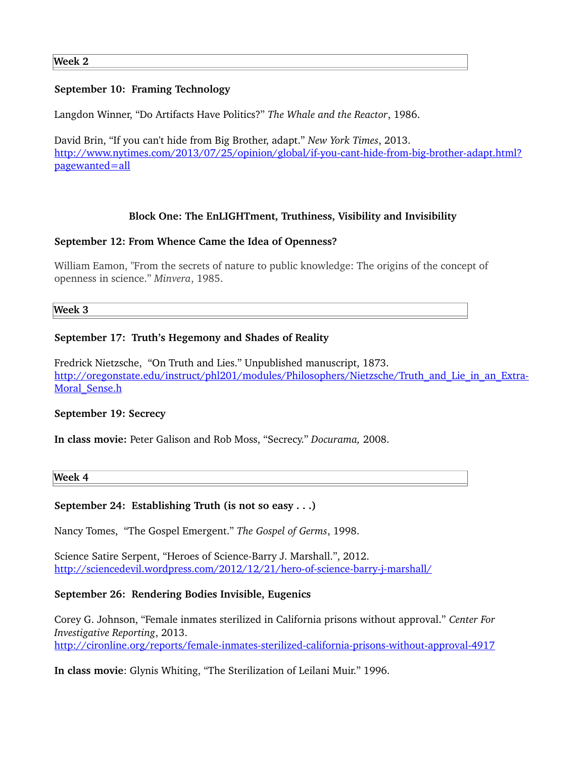**Week 2**

**September 10: Framing Technology**

Langdon Winner, "Do Artifacts Have Politics?" *The Whale and the Reactor*, 1986.

David Brin, "If you can't hide from Big Brother, adapt." *New York Times*, 2013.
http://www.nytimes.com/2013/07/25/opinion/global/if-you-cant-hide-from-big-brother-adapt.html?pagewanted=all

**Block One: The EnLIGHTment, Truthiness, Visibility and Invisibility**

**September 12: From Whence Came the Idea of Openness?**

William Eamon, "From the secrets of nature to public knowledge: The origins of the concept of openness in science." *Minvera*, 1985.

**Week 3**

**September 17: Truth's Hegemony and Shades of Reality**

Fredrick Nietzsche, "On Truth and Lies." Unpublished manuscript, 1873.
http://oregonstate.edu/instruct/phl201/modules/Philosophers/Nietzsche/Truth_and_Lie_in_an_Extra-Moral_Sense.h

**September 19: Secrecy**

**In class movie:** Peter Galison and Rob Moss, "Secrecy." *Docurama,* 2008.

**Week 4**

**September 24: Establishing Truth (is not so easy . . .)**

Nancy Tomes, "The Gospel Emergent." *The Gospel of Germs*, 1998.

Science Satire Serpent, "Heroes of Science-Barry J. Marshall.", 2012.
http://sciencedevil.wordpress.com/2012/12/21/hero-of-science-barry-j-marshall/

**September 26: Rendering Bodies Invisible, Eugenics**

Corey G. Johnson, "Female inmates sterilized in California prisons without approval." *Center For Investigative Reporting*, 2013.
http://cironline.org/reports/female-inmates-sterilized-california-prisons-without-approval-4917

**In class movie**: Glynis Whiting, "The Sterilization of Leilani Muir." 1996.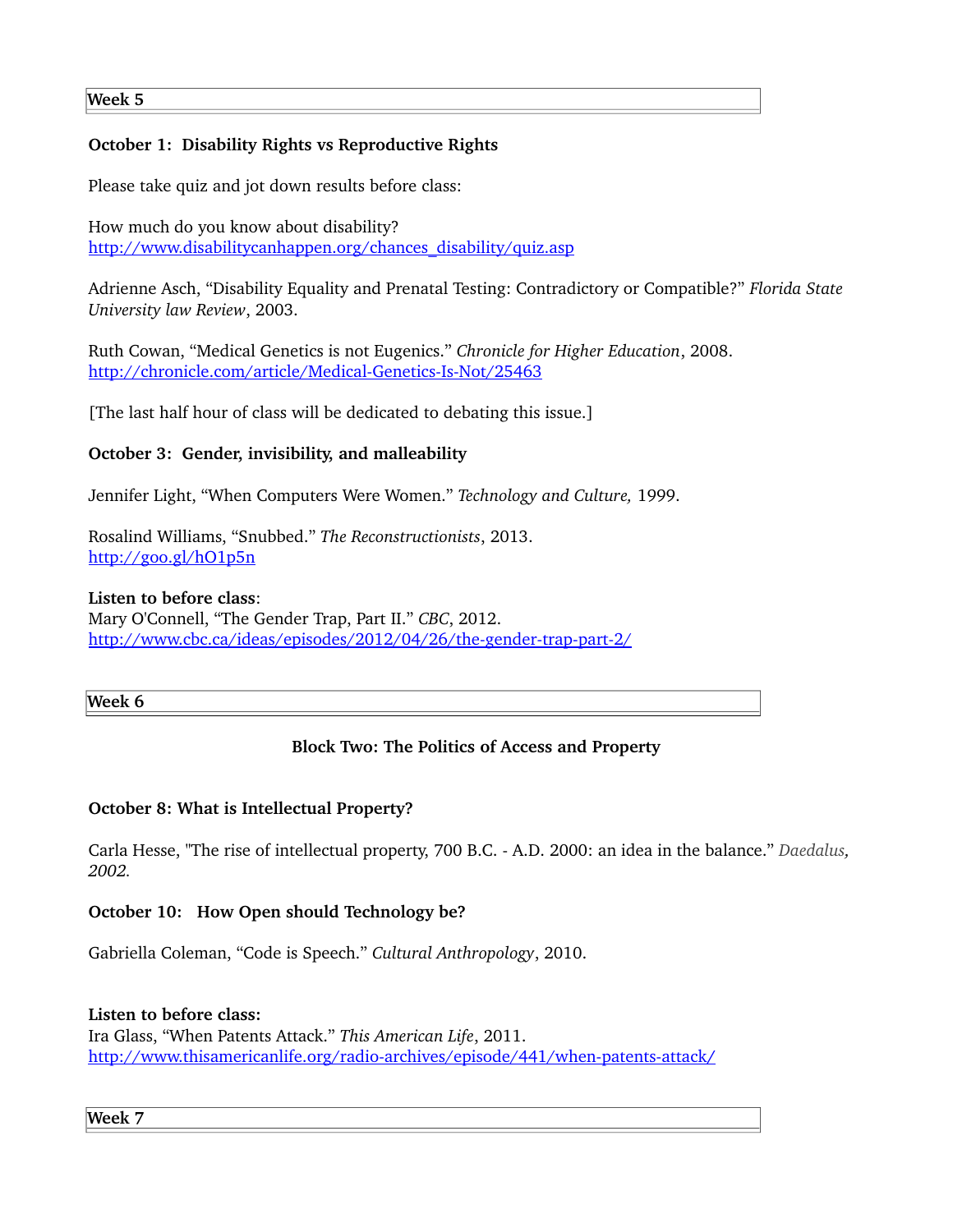## Week 5

**October 1: Disability Rights vs Reproductive Rights**

Please take quiz and jot down results before class:

How much do you know about disability?
http://www.disabilitycanhappen.org/chances_disability/quiz.asp

Adrienne Asch, "Disability Equality and Prenatal Testing: Contradictory or Compatible?" *Florida State University law Review*, 2003.

Ruth Cowan, "Medical Genetics is not Eugenics." *Chronicle for Higher Education*, 2008.
http://chronicle.com/article/Medical-Genetics-Is-Not/25463

[The last half hour of class will be dedicated to debating this issue.]

**October 3: Gender, invisibility, and malleability**

Jennifer Light, "When Computers Were Women." *Technology and Culture,* 1999.

Rosalind Williams, "Snubbed." *The Reconstructionists*, 2013.
http://goo.gl/hO1p5n

**Listen to before class**:
Mary O'Connell, "The Gender Trap, Part II." *CBC*, 2012.
http://www.cbc.ca/ideas/episodes/2012/04/26/the-gender-trap-part-2/

## Week 6

### Block Two: The Politics of Access and Property

**October 8: What is Intellectual Property?**

Carla Hesse, "The rise of intellectual property, 700 B.C. - A.D. 2000: an idea in the balance." *Daedalus, 2002.*

**October 10: How Open should Technology be?**

Gabriella Coleman, "Code is Speech." *Cultural Anthropology*, 2010.

**Listen to before class:**
Ira Glass, "When Patents Attack." *This American Life*, 2011.
http://www.thisamericanlife.org/radio-archives/episode/441/when-patents-attack/

## Week 7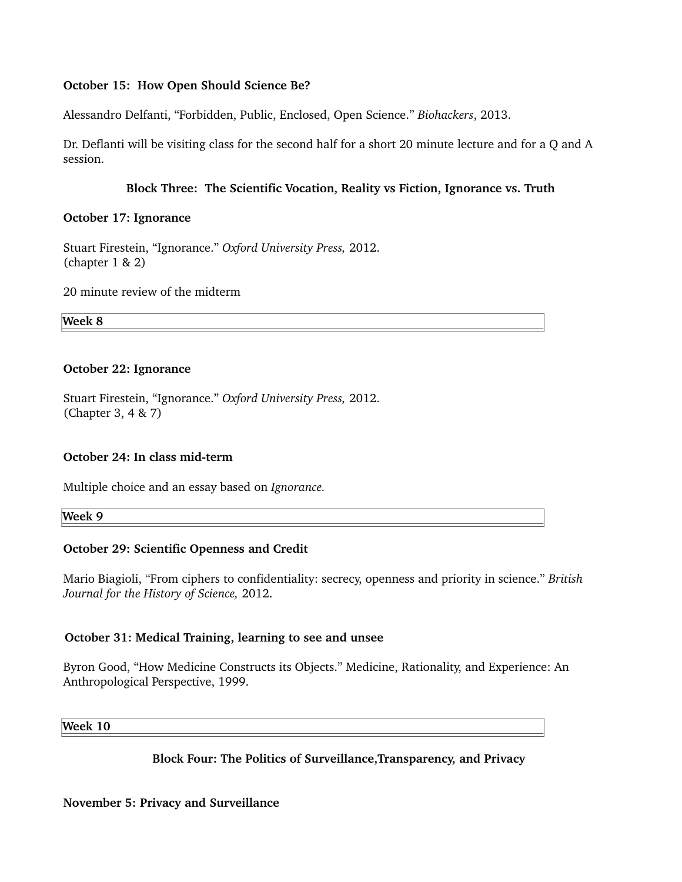**October 15: How Open Should Science Be?**

Alessandro Delfanti, "Forbidden, Public, Enclosed, Open Science." *Biohackers*, 2013.

Dr. Deflanti will be visiting class for the second half for a short 20 minute lecture and for a Q and A session.

**Block Three: The Scientific Vocation, Reality vs Fiction, Ignorance vs. Truth**

**October 17: Ignorance**

Stuart Firestein, "Ignorance." *Oxford University Press,* 2012.
(chapter 1 & 2)

20 minute review of the midterm

| **Week 8** |
|---|

**October 22: Ignorance**

Stuart Firestein, "Ignorance." *Oxford University Press,* 2012.
(Chapter 3, 4 & 7)

**October 24: In class mid-term**

Multiple choice and an essay based on *Ignorance.*

| **Week 9** |
|---|

**October 29: Scientific Openness and Credit**

Mario Biagioli, "From ciphers to confidentiality: secrecy, openness and priority in science." *British Journal for the History of Science,* 2012.

**October 31: Medical Training, learning to see and unsee**

Byron Good, "How Medicine Constructs its Objects." Medicine, Rationality, and Experience: An Anthropological Perspective, 1999.

| **Week 10** |
|---|

**Block Four: The Politics of Surveillance,Transparency, and Privacy**

**November 5: Privacy and Surveillance**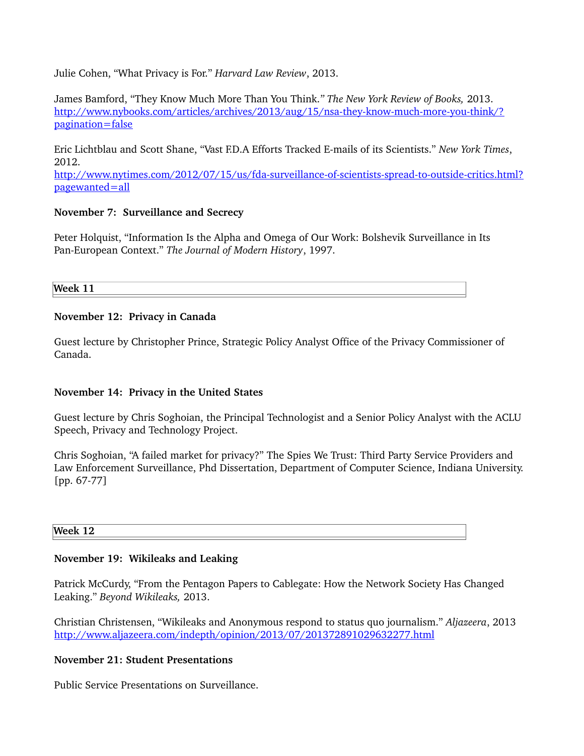Julie Cohen, “What Privacy is For.” *Harvard Law Review*, 2013.

James Bamford, “They Know Much More Than You Think.” *The New York Review of Books,* 2013.
[http://www.nybooks.com/articles/archives/2013/aug/15/nsa-they-know-much-more-you-think/?pagination=false](http://www.nybooks.com/articles/archives/2013/aug/15/nsa-they-know-much-more-you-think/?pagination=false)

Eric Lichtblau and Scott Shane, “Vast F.D.A Efforts Tracked E-mails of its Scientists.” *New York Times*, 2012.
[http://www.nytimes.com/2012/07/15/us/fda-surveillance-of-scientists-spread-to-outside-critics.html?pagewanted=all](http://www.nytimes.com/2012/07/15/us/fda-surveillance-of-scientists-spread-to-outside-critics.html?pagewanted=all)

**November 7: Surveillance and Secrecy**

Peter Holquist, “Information Is the Alpha and Omega of Our Work: Bolshevik Surveillance in Its Pan-European Context.” *The Journal of Modern History*, 1997.

## Week 11

**November 12: Privacy in Canada**

Guest lecture by Christopher Prince, Strategic Policy Analyst Office of the Privacy Commissioner of Canada.

**November 14: Privacy in the United States**

Guest lecture by Chris Soghoian, the Principal Technologist and a Senior Policy Analyst with the ACLU Speech, Privacy and Technology Project.

Chris Soghoian, “A failed market for privacy?” The Spies We Trust: Third Party Service Providers and Law Enforcement Surveillance, Phd Dissertation, Department of Computer Science, Indiana University. [pp. 67-77]

## Week 12

**November 19: Wikileaks and Leaking**

Patrick McCurdy, “From the Pentagon Papers to Cablegate: How the Network Society Has Changed Leaking.” *Beyond Wikileaks,* 2013.

Christian Christensen, “Wikileaks and Anonymous respond to status quo journalism.” *Aljazeera*, 2013
[http://www.aljazeera.com/indepth/opinion/2013/07/201372891029632277.html](http://www.aljazeera.com/indepth/opinion/2013/07/201372891029632277.html)

**November 21: Student Presentations**

Public Service Presentations on Surveillance.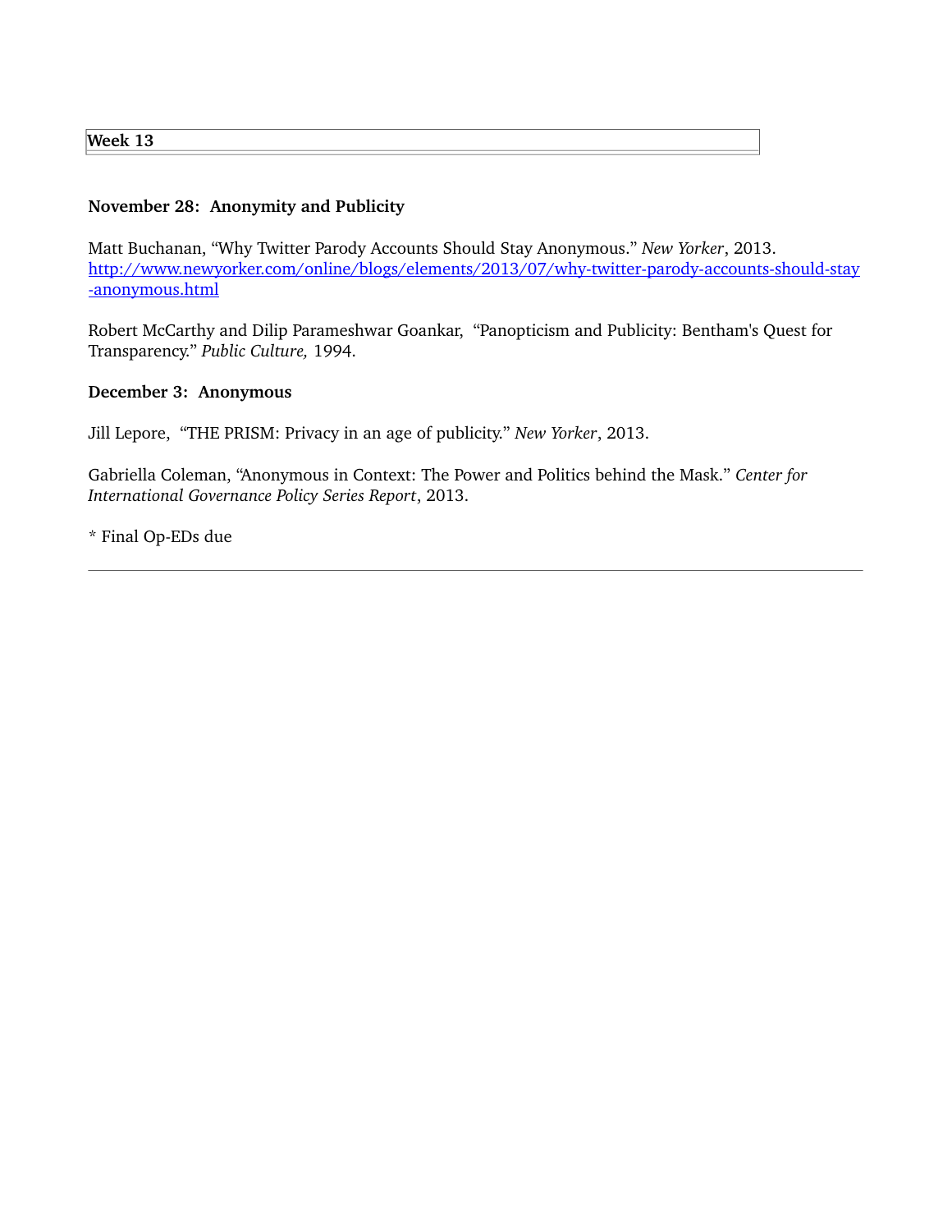## Week 13

**November 28: Anonymity and Publicity**

Matt Buchanan, "Why Twitter Parody Accounts Should Stay Anonymous." *New Yorker*, 2013. http://www.newyorker.com/online/blogs/elements/2013/07/why-twitter-parody-accounts-should-stay-anonymous.html

Robert McCarthy and Dilip Parameshwar Goankar, "Panopticism and Publicity: Bentham's Quest for Transparency." *Public Culture,* 1994.

**December 3: Anonymous**

Jill Lepore, "THE PRISM: Privacy in an age of publicity." *New Yorker*, 2013.

Gabriella Coleman, "Anonymous in Context: The Power and Politics behind the Mask." *Center for International Governance Policy Series Report*, 2013.

* Final Op-EDs due

---